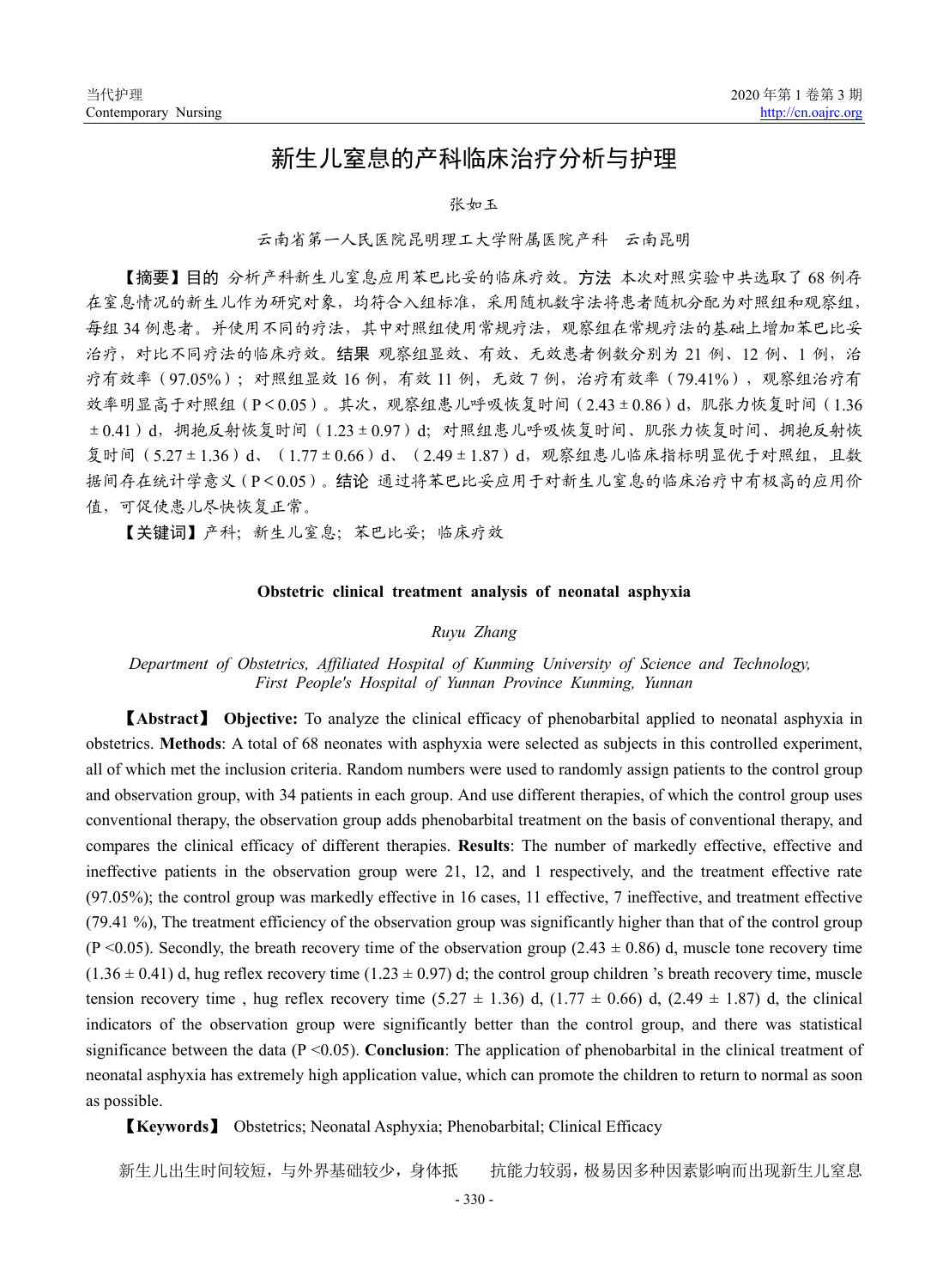# 新生儿窒息的产科临床治疗分析与护理

张如玉

云南省第一人民医院昆明理工大学附属医院产科　云南昆明

**【摘要】目的** 分析产科新生儿窒息应用苯巴比妥的临床疗效。**方法** 本次对照实验中共选取了 68 例存在窒息情况的新生儿作为研究对象，均符合入组标准，采用随机数字法将患者随机分配为对照组和观察组，每组 34 例患者。并使用不同的疗法，其中对照组使用常规疗法，观察组在常规疗法的基础上增加苯巴比妥治疗，对比不同疗法的临床疗效。**结果** 观察组显效、有效、无效患者例数分别为 21 例、12 例、1 例，治疗有效率（97.05%）；对照组显效 16 例，有效 11 例，无效 7 例，治疗有效率（79.41%），观察组治疗有效率明显高于对照组（$P<0.05$）。其次，观察组患儿呼吸恢复时间（$2.43\pm0.86$）d，肌张力恢复时间（$1.36\pm0.41$）d，拥抱反射恢复时间（$1.23\pm0.97$）d；对照组患儿呼吸恢复时间、肌张力恢复时间、拥抱反射恢复时间（$5.27\pm1.36$）d、（$1.77\pm0.66$）d、（$2.49\pm1.87$）d，观察组患儿临床指标明显优于对照组，且数据间存在统计学意义（$P<0.05$）。**结论** 通过将苯巴比妥应用于对新生儿窒息的临床治疗中有极高的应用价值，可促使患儿尽快恢复正常。

**【关键词】**产科；新生儿窒息；苯巴比妥；临床疗效

## Obstetric clinical treatment analysis of neonatal asphyxia

*Ruyu Zhang*

*Department of Obstetrics, Affiliated Hospital of Kunming University of Science and Technology, First People's Hospital of Yunnan Province Kunming, Yunnan*

**【Abstract】 Objective:** To analyze the clinical efficacy of phenobarbital applied to neonatal asphyxia in obstetrics. **Methods**: A total of 68 neonates with asphyxia were selected as subjects in this controlled experiment, all of which met the inclusion criteria. Random numbers were used to randomly assign patients to the control group and observation group, with 34 patients in each group. And use different therapies, of which the control group uses conventional therapy, the observation group adds phenobarbital treatment on the basis of conventional therapy, and compares the clinical efficacy of different therapies. **Results**: The number of markedly effective, effective and ineffective patients in the observation group were 21, 12, and 1 respectively, and the treatment effective rate (97.05%); the control group was markedly effective in 16 cases, 11 effective, 7 ineffective, and treatment effective (79.41 %), The treatment efficiency of the observation group was significantly higher than that of the control group ($P<0.05$). Secondly, the breath recovery time of the observation group ($2.43\pm0.86$) d, muscle tone recovery time ($1.36\pm0.41$) d, hug reflex recovery time ($1.23\pm0.97$) d; the control group children 's breath recovery time, muscle tension recovery time , hug reflex recovery time ($5.27\pm1.36$) d, ($1.77\pm0.66$) d, ($2.49\pm1.87$) d, the clinical indicators of the observation group were significantly better than the control group, and there was statistical significance between the data ($P<0.05$). **Conclusion**: The application of phenobarbital in the clinical treatment of neonatal asphyxia has extremely high application value, which can promote the children to return to normal as soon as possible.

**【Keywords】** Obstetrics; Neonatal Asphyxia; Phenobarbital; Clinical Efficacy

新生儿出生时间较短，与外界基础较少，身体抵抗能力较弱，极易因多种因素影响而出现新生儿窒息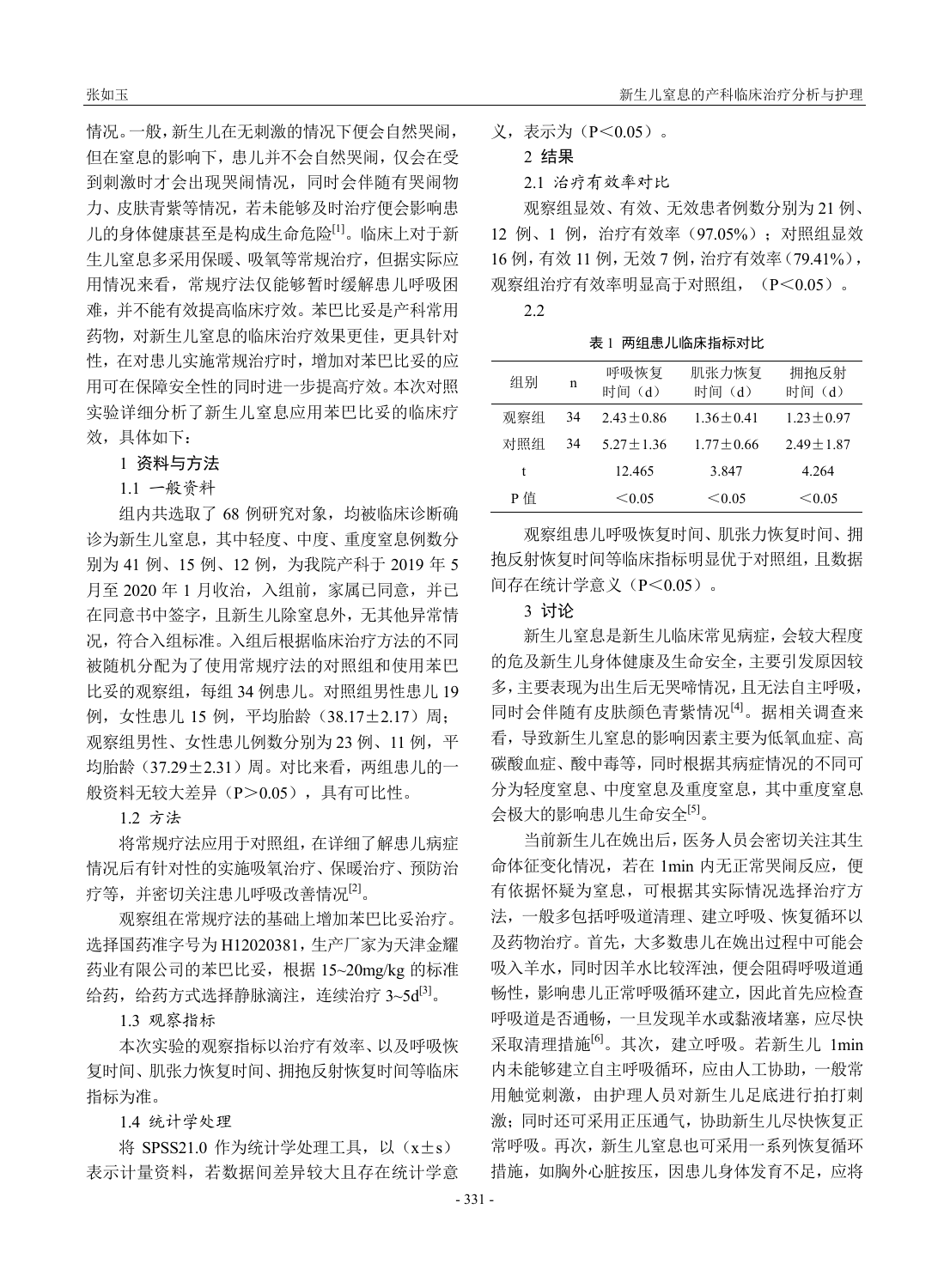情况。一般，新生儿在无刺激的情况下便会自然哭闹，但在窒息的影响下，患儿并不会自然哭闹，仅会在受到刺激时才会出现哭闹情况，同时会伴随有哭闹物力、皮肤青紫等情况，若未能够及时治疗便会影响患儿的身体健康甚至是构成生命危险[1]。临床上对于新生儿窒息多采用保暖、吸氧等常规治疗，但据实际应用情况来看，常规疗法仅能够暂时缓解患儿呼吸困难，并不能有效提高临床疗效。苯巴比妥是产科常用药物，对新生儿窒息的临床治疗效果更佳，更具针对性，在对患儿实施常规治疗时，增加对苯巴比妥的应用可在保障安全性的同时进一步提高疗效。本次对照实验详细分析了新生儿窒息应用苯巴比妥的临床疗效，具体如下：

## 1 资料与方法

### 1.1 一般资料

组内共选取了 68 例研究对象，均被临床诊断确诊为新生儿窒息，其中轻度、中度、重度窒息例数分别为 41 例、15 例、12 例，为我院产科于 2019 年 5 月至 2020 年 1 月收治，入组前，家属已同意，并已在同意书中签字，且新生儿除窒息外，无其他异常情况，符合入组标准。入组后根据临床治疗方法的不同被随机分配为了使用常规疗法的对照组和使用苯巴比妥的观察组，每组 34 例患儿。对照组男性患儿 19 例，女性患儿 15 例，平均胎龄（38.17±2.17）周；观察组男性、女性患儿例数分别为 23 例、11 例，平均胎龄（37.29±2.31）周。对比来看，两组患儿的一般资料无较大差异（P＞0.05），具有可比性。

### 1.2 方法

将常规疗法应用于对照组，在详细了解患儿病症情况后有针对性的实施吸氧治疗、保暖治疗、预防治疗等，并密切关注患儿呼吸改善情况[2]。

观察组在常规疗法的基础上增加苯巴比妥治疗。选择国药准字号为 H12020381，生产厂家为天津金耀药业有限公司的苯巴比妥，根据 15~20mg/kg 的标准给药，给药方式选择静脉滴注，连续治疗 3~5d[3]。

### 1.3 观察指标

本次实验的观察指标以治疗有效率、以及呼吸恢复时间、肌张力恢复时间、拥抱反射恢复时间等临床指标为准。

### 1.4 统计学处理

将 SPSS21.0 作为统计学处理工具，以（x±s）表示计量资料，若数据间差异较大且存在统计学意义，表示为（P＜0.05）。

## 2 结果

### 2.1 治疗有效率对比

观察组显效、有效、无效患者例数分别为 21 例、12 例、1 例，治疗有效率（97.05%）；对照组显效 16 例，有效 11 例，无效 7 例，治疗有效率（79.41%），观察组治疗有效率明显高于对照组，（P＜0.05）。

### 2.2

表 1 两组患儿临床指标对比

| 组别 | n | 呼吸恢复时间（d） | 肌张力恢复时间（d） | 拥抱反射时间（d） |
|---|---|---|---|---|
| 观察组 | 34 | 2.43±0.86 | 1.36±0.41 | 1.23±0.97 |
| 对照组 | 34 | 5.27±1.36 | 1.77±0.66 | 2.49±1.87 |
| t | | 12.465 | 3.847 | 4.264 |
| P 值 | | ＜0.05 | ＜0.05 | ＜0.05 |

观察组患儿呼吸恢复时间、肌张力恢复时间、拥抱反射恢复时间等临床指标明显优于对照组，且数据间存在统计学意义（P＜0.05）。

## 3 讨论

新生儿窒息是新生儿临床常见病症，会较大程度的危及新生儿身体健康及生命安全，主要引发原因较多，主要表现为出生后无哭啼情况，且无法自主呼吸，同时会伴随有皮肤颜色青紫情况[4]。据相关调查来看，导致新生儿窒息的影响因素主要为低氧血症、高碳酸血症、酸中毒等，同时根据其病症情况的不同可分为轻度窒息、中度窒息及重度窒息，其中重度窒息会极大的影响患儿生命安全[5]。

当前新生儿在娩出后，医务人员会密切关注其生命体征变化情况，若在 1min 内无正常哭闹反应，便有依据怀疑为窒息，可根据其实际情况选择治疗方法，一般多包括呼吸道清理、建立呼吸、恢复循环以及药物治疗。首先，大多数患儿在娩出过程中可能会吸入羊水，同时因羊水比较浑浊，便会阻碍呼吸道通畅性，影响患儿正常呼吸循环建立，因此首先应检查呼吸道是否通畅，一旦发现羊水或黏液堵塞，应尽快采取清理措施[6]。其次，建立呼吸。若新生儿 1min 内未能够建立自主呼吸循环，应由人工协助，一般常用触觉刺激，由护理人员对新生儿足底进行拍打刺激；同时还可采用正压通气，协助新生儿尽快恢复正常呼吸。再次，新生儿窒息也可采用一系列恢复循环措施，如胸外心脏按压，因患儿身体发育不足，应将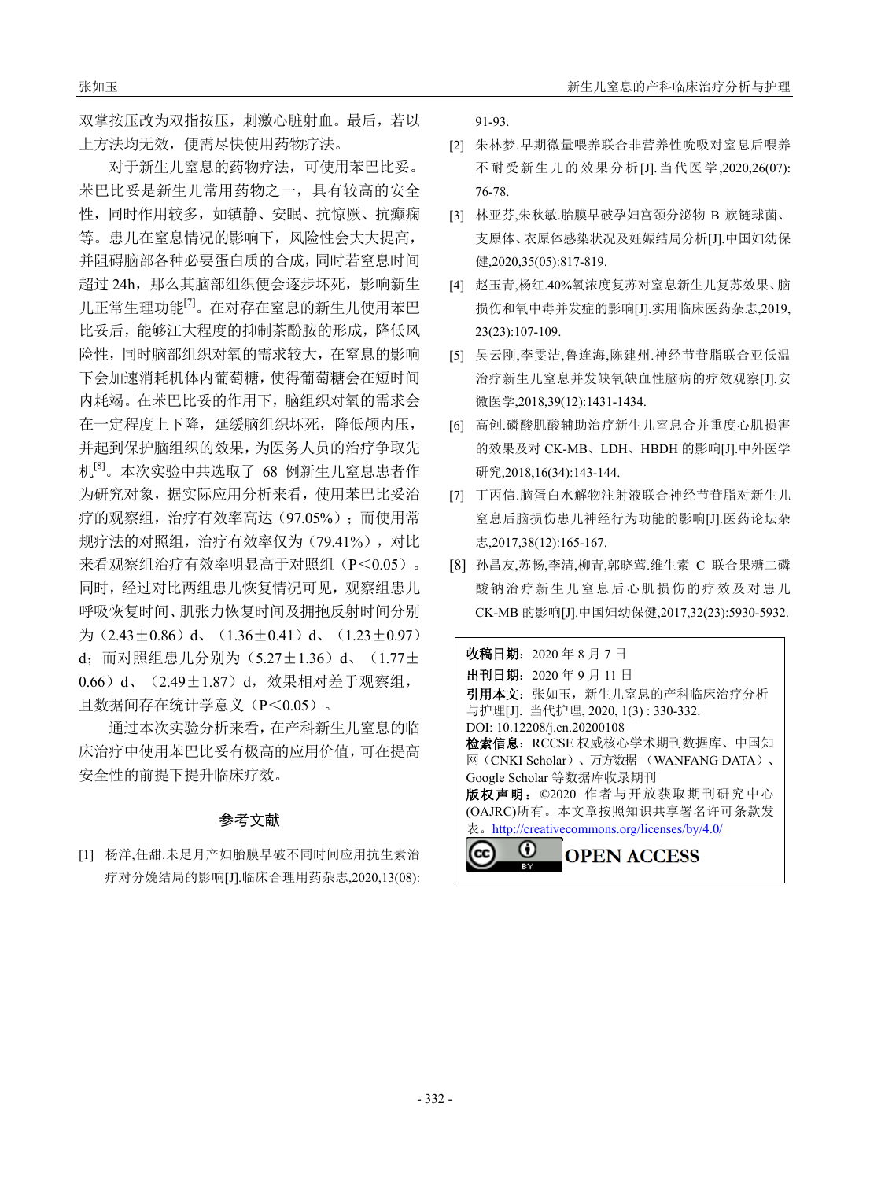双掌按压改为双指按压，刺激心脏射血。最后，若以上方法均无效，便需尽快使用药物疗法。

对于新生儿窒息的药物疗法，可使用苯巴比妥。苯巴比妥是新生儿常用药物之一，具有较高的安全性，同时作用较多，如镇静、安眠、抗惊厥、抗癫痫等。患儿在窒息情况的影响下，风险性会大大提高，并阻碍脑部各种必要蛋白质的合成，同时若窒息时间超过 24h，那么其脑部组织便会逐步坏死，影响新生儿正常生理功能[7]。在对存在窒息的新生儿使用苯巴比妥后，能够江大程度的抑制茶酚胺的形成，降低风险性，同时脑部组织对氧的需求较大，在窒息的影响下会加速消耗机体内葡萄糖，使得葡萄糖会在短时间内耗竭。在苯巴比妥的作用下，脑组织对氧的需求会在一定程度上下降，延缓脑组织坏死，降低颅内压，并起到保护脑组织的效果，为医务人员的治疗争取先机[8]。本次实验中共选取了 68 例新生儿窒息患者作为研究对象，据实际应用分析来看，使用苯巴比妥治疗的观察组，治疗有效率高达（97.05%）；而使用常规疗法的对照组，治疗有效率仅为（79.41%），对比来看观察组治疗有效率明显高于对照组（P＜0.05）。同时，经过对比两组患儿恢复情况可见，观察组患儿呼吸恢复时间、肌张力恢复时间及拥抱反射时间分别为（2.43±0.86）d、（1.36±0.41）d、（1.23±0.97）d；而对照组患儿分别为（5.27±1.36）d、（1.77±0.66）d、（2.49±1.87）d，效果相对差于观察组，且数据间存在统计学意义（P＜0.05）。

通过本次实验分析来看，在产科新生儿窒息的临床治疗中使用苯巴比妥有极高的应用价值，可在提高安全性的前提下提升临床疗效。

## 参考文献

[1] 杨洋,任甜.未足月产妇胎膜早破不同时间应用抗生素治疗对分娩结局的影响[J].临床合理用药杂志,2020,13(08):91-93.

[2] 朱林梦.早期微量喂养联合非营养性吮吸对窒息后喂养不耐受新生儿的效果分析[J].当代医学,2020,26(07):76-78.

[3] 林亚芬,朱秋敏.胎膜早破孕妇宫颈分泌物 B 族链球菌、支原体、衣原体感染状况及妊娠结局分析[J].中国妇幼保健,2020,35(05):817-819.

[4] 赵玉青,杨红.40%氧浓度复苏对窒息新生儿复苏效果、脑损伤和氧中毒并发症的影响[J].实用临床医药杂志,2019,23(23):107-109.

[5] 吴云刚,李雯洁,鲁连海,陈建州.神经节苷脂联合亚低温治疗新生儿窒息并发缺氧缺血性脑病的疗效观察[J].安徽医学,2018,39(12):1431-1434.

[6] 高创.磷酸肌酸辅助治疗新生儿窒息合并重度心肌损害的效果及对 CK-MB、LDH、HBDH 的影响[J].中外医学研究,2018,16(34):143-144.

[7] 丁丙信.脑蛋白水解物注射液联合神经节苷脂对新生儿窒息后脑损伤患儿神经行为功能的影响[J].医药论坛杂志,2017,38(12):165-167.

[8] 孙昌友,苏畅,李清,柳青,郭晓莺.维生素 C 联合果糖二磷酸钠治疗新生儿窒息后心肌损伤的疗效及对患儿 CK-MB 的影响[J].中国妇幼保健,2017,32(23):5930-5932.

**收稿日期**：2020 年 8 月 7 日
**出刊日期**：2020 年 9 月 11 日
**引用本文**：张如玉，新生儿窒息的产科临床治疗分析与护理[J]. 当代护理, 2020, 1(3) : 330-332.
DOI: 10.12208/j.cn.20200108
**检索信息**：RCCSE 权威核心学术期刊数据库、中国知网（CNKI Scholar）、万方数据 （WANFANG DATA）、Google Scholar 等数据库收录期刊
**版权声明**：©2020 作者与开放获取期刊研究中心(OAJRC)所有。本文章按照知识共享署名许可条款发表。http://creativecommons.org/licenses/by/4.0/

OPEN ACCESS